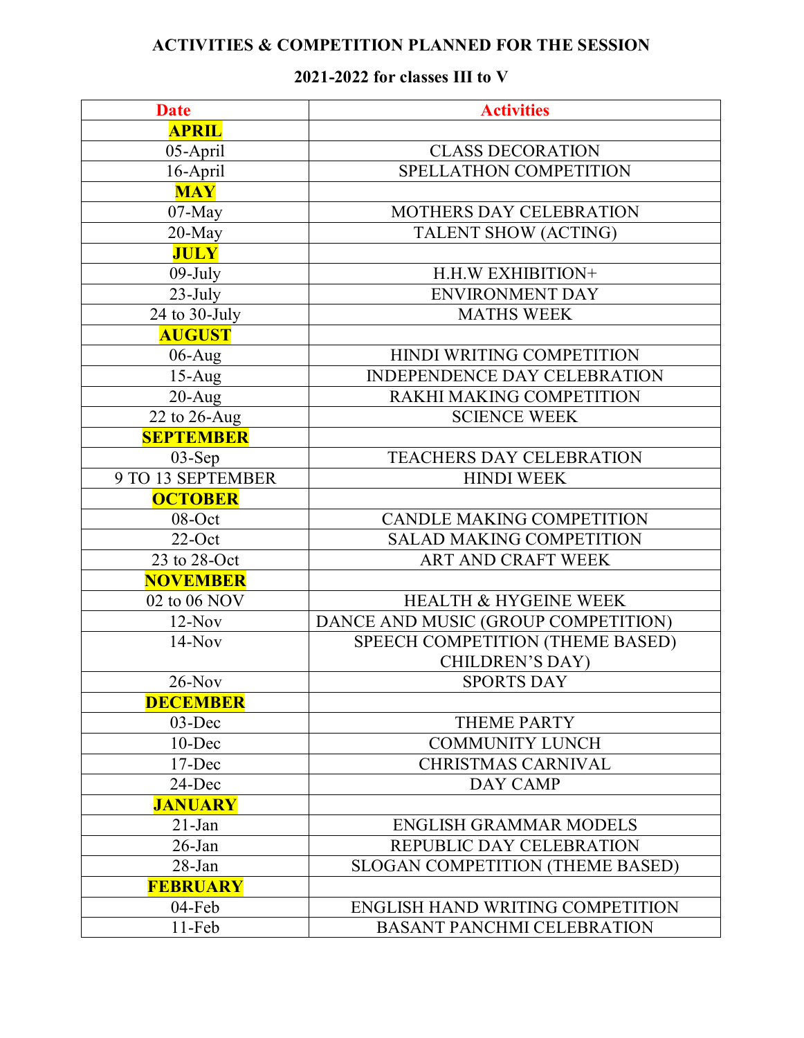# ACTIVITIES & COMPETITION PLANNED FOR THE SESSION

## 2021-2022 for classes III to V

| Date | Activities |
|---|---|
| **APRIL** | |
| 05-April | CLASS DECORATION |
| 16-April | SPELLATHON COMPETITION |
| **MAY** | |
| 07-May | MOTHERS DAY CELEBRATION |
| 20-May | TALENT SHOW (ACTING) |
| **JULY** | |
| 09-July | H.H.W EXHIBITION+ |
| 23-July | ENVIRONMENT DAY |
| 24 to 30-July | MATHS WEEK |
| **AUGUST** | |
| 06-Aug | HINDI WRITING COMPETITION |
| 15-Aug | INDEPENDENCE DAY CELEBRATION |
| 20-Aug | RAKHI MAKING COMPETITION |
| 22 to 26-Aug | SCIENCE WEEK |
| **SEPTEMBER** | |
| 03-Sep | TEACHERS DAY CELEBRATION |
| 9 TO 13 SEPTEMBER | HINDI WEEK |
| **OCTOBER** | |
| 08-Oct | CANDLE MAKING COMPETITION |
| 22-Oct | SALAD MAKING COMPETITION |
| 23 to 28-Oct | ART AND CRAFT WEEK |
| **NOVEMBER** | |
| 02 to 06 NOV | HEALTH & HYGEINE WEEK |
| 12-Nov | DANCE AND MUSIC (GROUP COMPETITION) |
| 14-Nov | SPEECH COMPETITION (THEME BASED) CHILDREN'S DAY) |
| 26-Nov | SPORTS DAY |
| **DECEMBER** | |
| 03-Dec | THEME PARTY |
| 10-Dec | COMMUNITY LUNCH |
| 17-Dec | CHRISTMAS CARNIVAL |
| 24-Dec | DAY CAMP |
| **JANUARY** | |
| 21-Jan | ENGLISH GRAMMAR MODELS |
| 26-Jan | REPUBLIC DAY CELEBRATION |
| 28-Jan | SLOGAN COMPETITION (THEME BASED) |
| **FEBRUARY** | |
| 04-Feb | ENGLISH HAND WRITING COMPETITION |
| 11-Feb | BASANT PANCHMI CELEBRATION |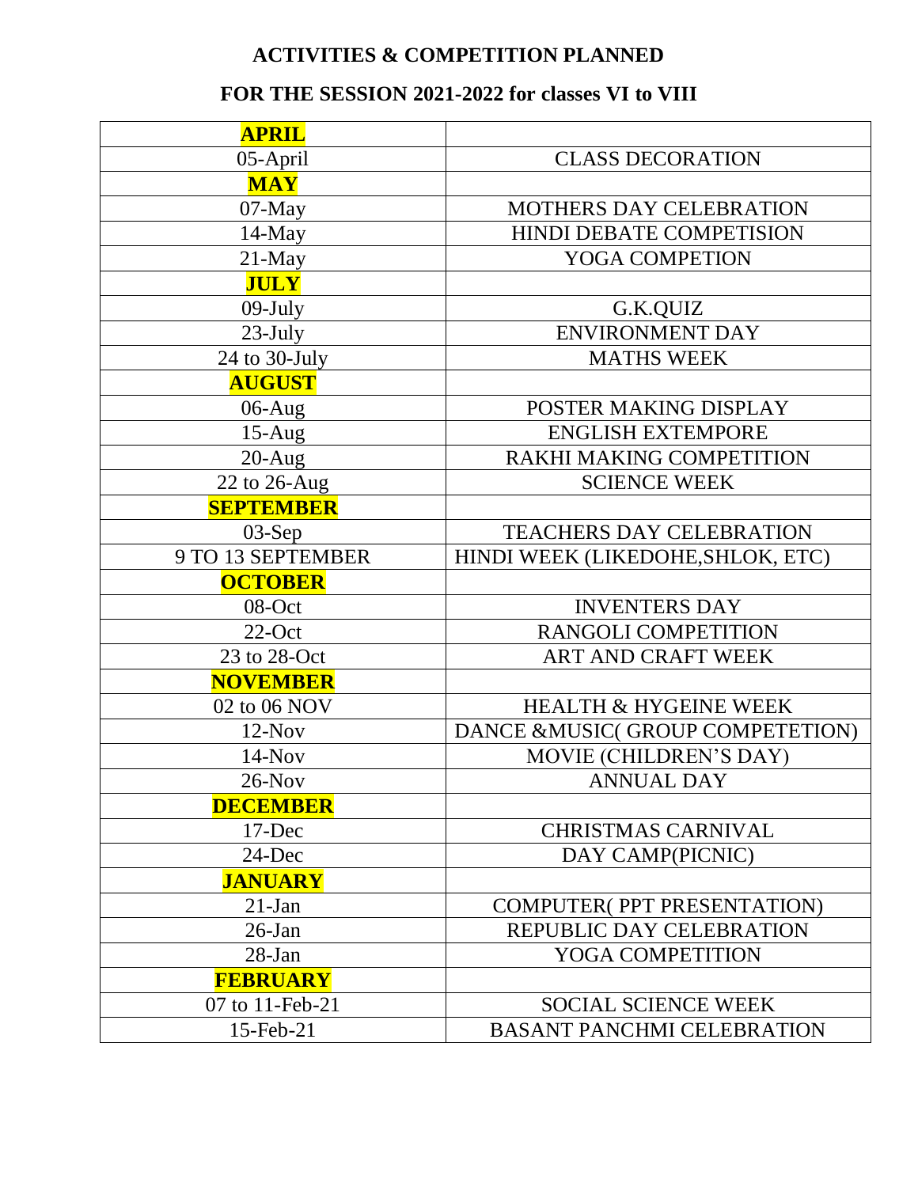# ACTIVITIES & COMPETITION PLANNED

## FOR THE SESSION 2021-2022 for classes VI to VIII

| | |
|---|---|
| **APRIL** | |
| 05-April | CLASS DECORATION |
| **MAY** | |
| 07-May | MOTHERS DAY CELEBRATION |
| 14-May | HINDI DEBATE COMPETISION |
| 21-May | YOGA COMPETION |
| **JULY** | |
| 09-July | G.K.QUIZ |
| 23-July | ENVIRONMENT DAY |
| 24 to 30-July | MATHS WEEK |
| **AUGUST** | |
| 06-Aug | POSTER MAKING DISPLAY |
| 15-Aug | ENGLISH EXTEMPORE |
| 20-Aug | RAKHI MAKING COMPETITION |
| 22 to 26-Aug | SCIENCE WEEK |
| **SEPTEMBER** | |
| 03-Sep | TEACHERS DAY CELEBRATION |
| 9 TO 13 SEPTEMBER | HINDI WEEK (LIKEDOHE,SHLOK, ETC) |
| **OCTOBER** | |
| 08-Oct | INVENTERS DAY |
| 22-Oct | RANGOLI COMPETITION |
| 23 to 28-Oct | ART AND CRAFT WEEK |
| **NOVEMBER** | |
| 02 to 06 NOV | HEALTH & HYGEINE WEEK |
| 12-Nov | DANCE &MUSIC( GROUP COMPETETION) |
| 14-Nov | MOVIE (CHILDREN'S DAY) |
| 26-Nov | ANNUAL DAY |
| **DECEMBER** | |
| 17-Dec | CHRISTMAS CARNIVAL |
| 24-Dec | DAY CAMP(PICNIC) |
| **JANUARY** | |
| 21-Jan | COMPUTER( PPT PRESENTATION) |
| 26-Jan | REPUBLIC DAY CELEBRATION |
| 28-Jan | YOGA COMPETITION |
| **FEBRUARY** | |
| 07 to 11-Feb-21 | SOCIAL SCIENCE WEEK |
| 15-Feb-21 | BASANT PANCHMI CELEBRATION |